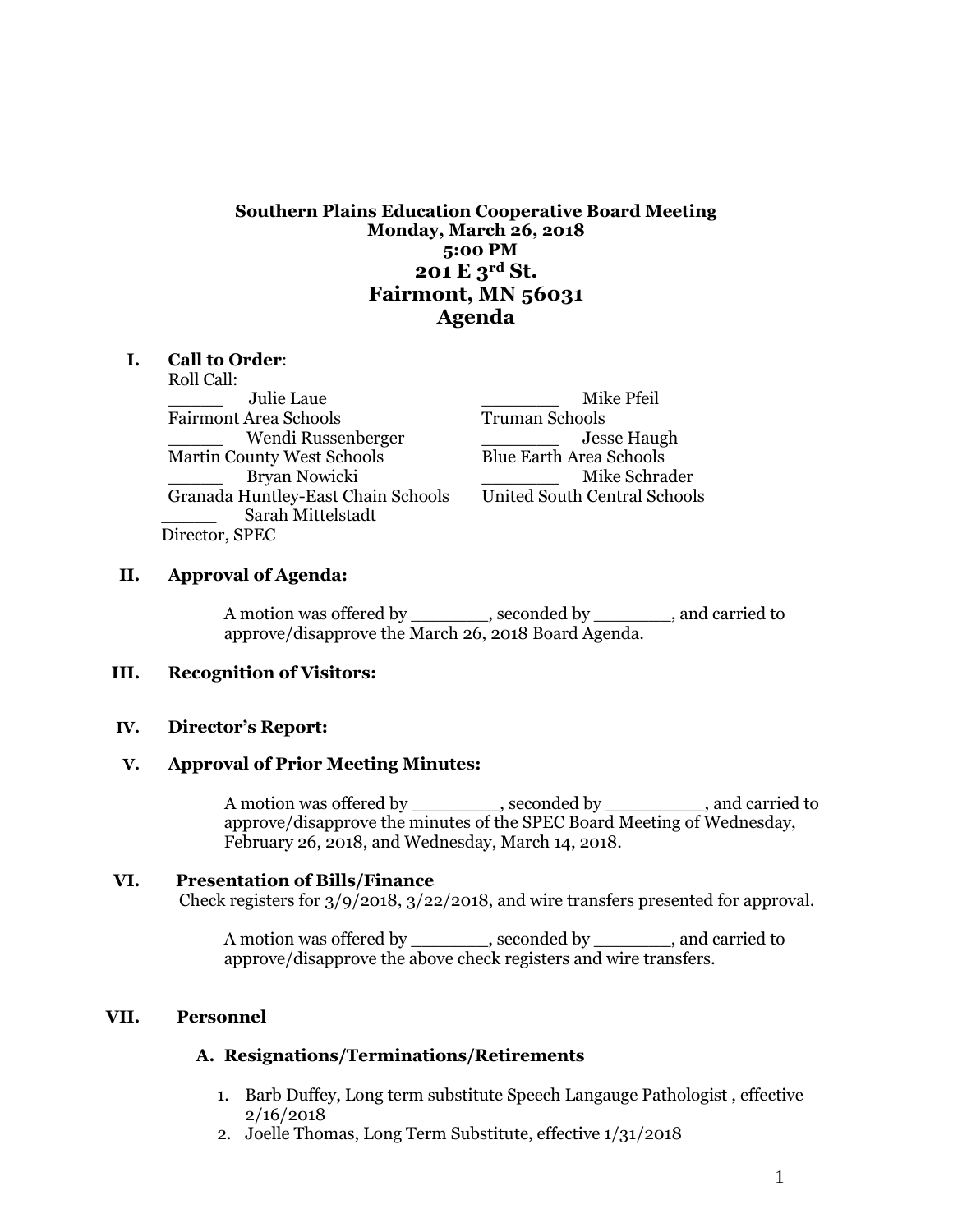**Southern Plains Education Cooperative Board Meeting**
**Monday, March 26, 2018**
**5:00 PM**

# 201 E 3rd St.
# Fairmont, MN 56031
# Agenda

## I. Call to Order:

Roll Call:

_____ Julie Laue
Fairmont Area Schools

_____ Wendi Russenberger
Martin County West Schools

_____ Bryan Nowicki
Granada Huntley-East Chain Schools

_____ Sarah Mittelstadt
Director, SPEC

_______ Mike Pfeil
Truman Schools

_______ Jesse Haugh
Blue Earth Area Schools

_______ Mike Schrader
United South Central Schools

## II. Approval of Agenda:

A motion was offered by _______, seconded by _______, and carried to approve/disapprove the March 26, 2018 Board Agenda.

## III. Recognition of Visitors:

## IV. Director's Report:

## V. Approval of Prior Meeting Minutes:

A motion was offered by ________, seconded by _________, and carried to approve/disapprove the minutes of the SPEC Board Meeting of Wednesday, February 26, 2018, and Wednesday, March 14, 2018.

## VI. Presentation of Bills/Finance

Check registers for 3/9/2018, 3/22/2018, and wire transfers presented for approval.

A motion was offered by _______, seconded by _______, and carried to approve/disapprove the above check registers and wire transfers.

## VII. Personnel

### A. Resignations/Terminations/Retirements

1. Barb Duffey, Long term substitute Speech Langauge Pathologist , effective 2/16/2018
2. Joelle Thomas, Long Term Substitute, effective 1/31/2018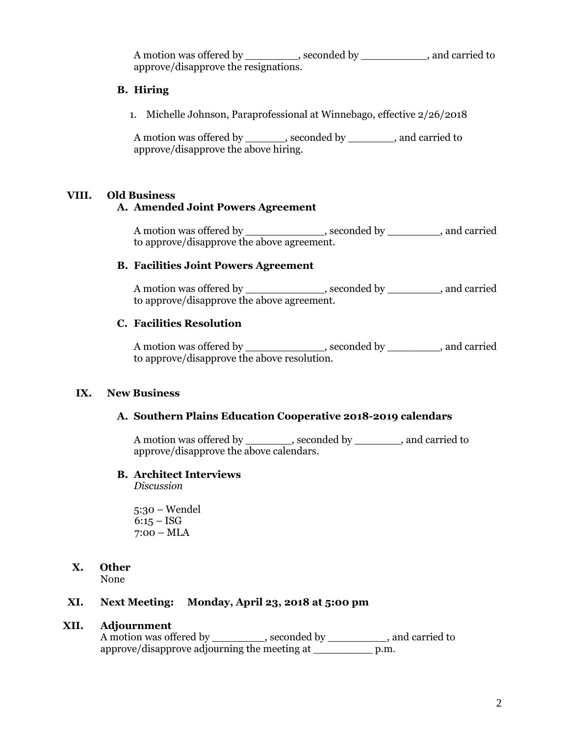A motion was offered by ________, seconded by __________, and carried to approve/disapprove the resignations.

**B. Hiring**

1. Michelle Johnson, Paraprofessional at Winnebago, effective 2/26/2018

A motion was offered by ______, seconded by _______, and carried to approve/disapprove the above hiring.

## VIII. Old Business

**A. Amended Joint Powers Agreement**

A motion was offered by ____________, seconded by ________, and carried to approve/disapprove the above agreement.

**B. Facilities Joint Powers Agreement**

A motion was offered by ____________, seconded by ________, and carried to approve/disapprove the above agreement.

**C. Facilities Resolution**

A motion was offered by ____________, seconded by ________, and carried to approve/disapprove the above resolution.

## IX. New Business

**A. Southern Plains Education Cooperative 2018-2019 calendars**

A motion was offered by _______, seconded by _______, and carried to approve/disapprove the above calendars.

**B. Architect Interviews**

*Discussion*

5:30 – Wendel
6:15 – ISG
7:00 – MLA

## X. Other

None

## XI. Next Meeting: Monday, April 23, 2018 at 5:00 pm

## XII. Adjournment

A motion was offered by ________, seconded by _________, and carried to approve/disapprove adjourning the meeting at _________ p.m.